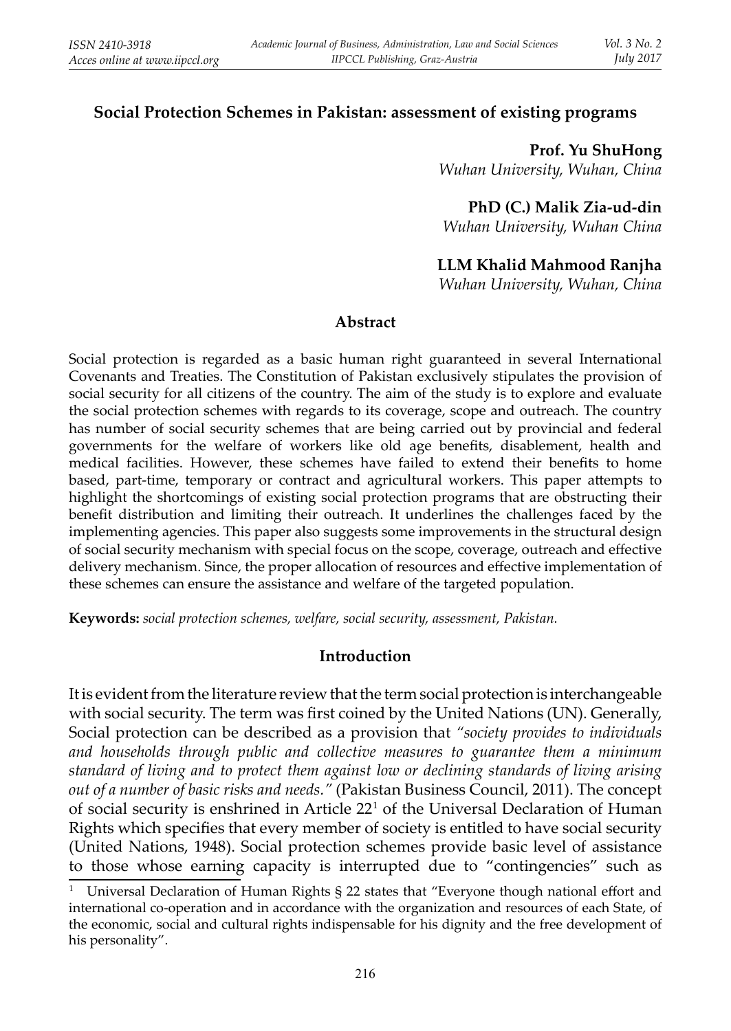## Social Protection Schemes in Pakistan: assessment of existing programs

**Prof. Yu ShuHong**
*Wuhan University, Wuhan, China*

**PhD (C.) Malik Zia-ud-din**
*Wuhan University, Wuhan China*

**LLM Khalid Mahmood Ranjha**
*Wuhan University, Wuhan, China*

### Abstract

Social protection is regarded as a basic human right guaranteed in several International Covenants and Treaties. The Constitution of Pakistan exclusively stipulates the provision of social security for all citizens of the country. The aim of the study is to explore and evaluate the social protection schemes with regards to its coverage, scope and outreach. The country has number of social security schemes that are being carried out by provincial and federal governments for the welfare of workers like old age benefits, disablement, health and medical facilities. However, these schemes have failed to extend their benefits to home based, part-time, temporary or contract and agricultural workers. This paper attempts to highlight the shortcomings of existing social protection programs that are obstructing their benefit distribution and limiting their outreach. It underlines the challenges faced by the implementing agencies. This paper also suggests some improvements in the structural design of social security mechanism with special focus on the scope, coverage, outreach and effective delivery mechanism. Since, the proper allocation of resources and effective implementation of these schemes can ensure the assistance and welfare of the targeted population.

**Keywords:** *social protection schemes, welfare, social security, assessment, Pakistan.*

### Introduction

It is evident from the literature review that the term social protection is interchangeable with social security. The term was first coined by the United Nations (UN). Generally, Social protection can be described as a provision that *"society provides to individuals and households through public and collective measures to guarantee them a minimum standard of living and to protect them against low or declining standards of living arising out of a number of basic risks and needs."* (Pakistan Business Council, 2011). The concept of social security is enshrined in Article 22[1] of the Universal Declaration of Human Rights which specifies that every member of society is entitled to have social security (United Nations, 1948). Social protection schemes provide basic level of assistance to those whose earning capacity is interrupted due to "contingencies" such as

[1] Universal Declaration of Human Rights § 22 states that "Everyone though national effort and international co-operation and in accordance with the organization and resources of each State, of the economic, social and cultural rights indispensable for his dignity and the free development of his personality".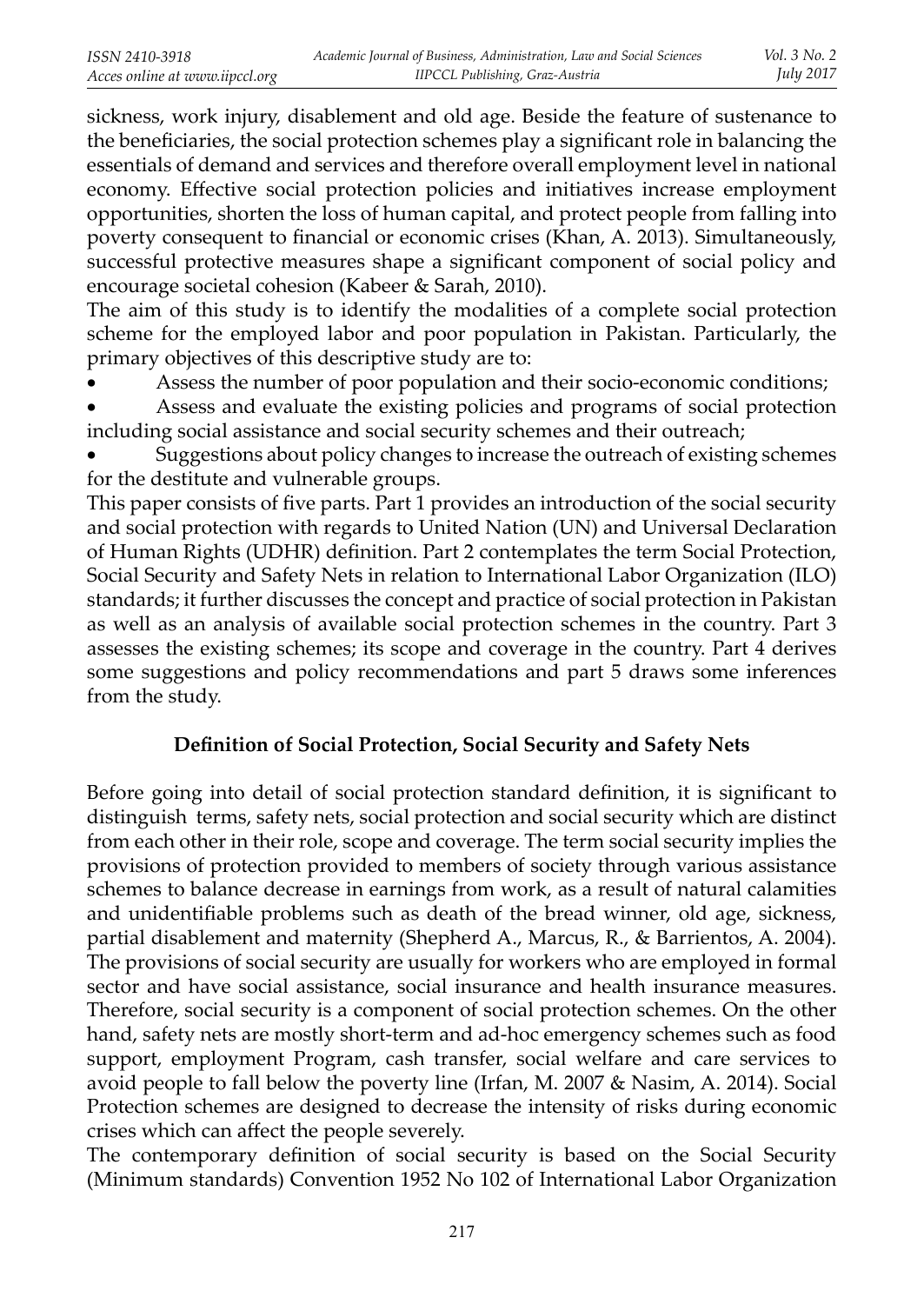sickness, work injury, disablement and old age. Beside the feature of sustenance to the beneficiaries, the social protection schemes play a significant role in balancing the essentials of demand and services and therefore overall employment level in national economy. Effective social protection policies and initiatives increase employment opportunities, shorten the loss of human capital, and protect people from falling into poverty consequent to financial or economic crises (Khan, A. 2013). Simultaneously, successful protective measures shape a significant component of social policy and encourage societal cohesion (Kabeer & Sarah, 2010).

The aim of this study is to identify the modalities of a complete social protection scheme for the employed labor and poor population in Pakistan. Particularly, the primary objectives of this descriptive study are to:

- Assess the number of poor population and their socio-economic conditions;
- Assess and evaluate the existing policies and programs of social protection including social assistance and social security schemes and their outreach;
- Suggestions about policy changes to increase the outreach of existing schemes for the destitute and vulnerable groups.

This paper consists of five parts. Part 1 provides an introduction of the social security and social protection with regards to United Nation (UN) and Universal Declaration of Human Rights (UDHR) definition. Part 2 contemplates the term Social Protection, Social Security and Safety Nets in relation to International Labor Organization (ILO) standards; it further discusses the concept and practice of social protection in Pakistan as well as an analysis of available social protection schemes in the country. Part 3 assesses the existing schemes; its scope and coverage in the country. Part 4 derives some suggestions and policy recommendations and part 5 draws some inferences from the study.

## Definition of Social Protection, Social Security and Safety Nets

Before going into detail of social protection standard definition, it is significant to distinguish terms, safety nets, social protection and social security which are distinct from each other in their role, scope and coverage. The term social security implies the provisions of protection provided to members of society through various assistance schemes to balance decrease in earnings from work, as a result of natural calamities and unidentifiable problems such as death of the bread winner, old age, sickness, partial disablement and maternity (Shepherd A., Marcus, R., & Barrientos, A. 2004). The provisions of social security are usually for workers who are employed in formal sector and have social assistance, social insurance and health insurance measures. Therefore, social security is a component of social protection schemes. On the other hand, safety nets are mostly short-term and ad-hoc emergency schemes such as food support, employment Program, cash transfer, social welfare and care services to avoid people to fall below the poverty line (Irfan, M. 2007 & Nasim, A. 2014). Social Protection schemes are designed to decrease the intensity of risks during economic crises which can affect the people severely.

The contemporary definition of social security is based on the Social Security (Minimum standards) Convention 1952 No 102 of International Labor Organization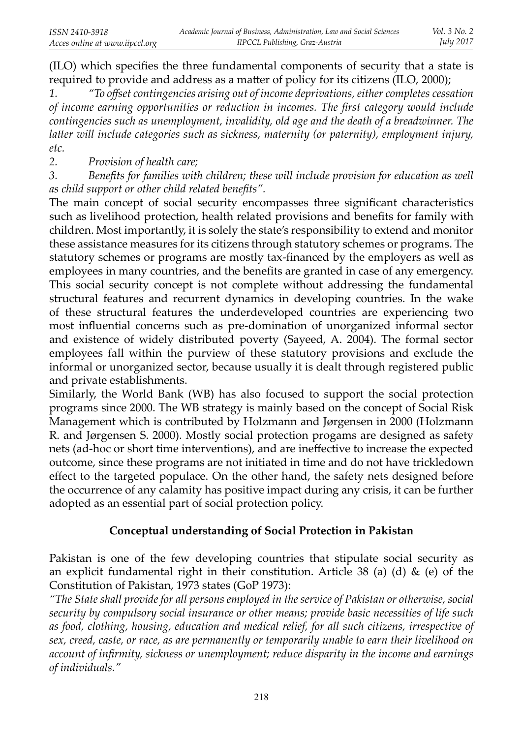(ILO) which specifies the three fundamental components of security that a state is required to provide and address as a matter of policy for its citizens (ILO, 2000);

1. *"To offset contingencies arising out of income deprivations, either completes cessation of income earning opportunities or reduction in incomes. The first category would include contingencies such as unemployment, invalidity, old age and the death of a breadwinner. The latter will include categories such as sickness, maternity (or paternity), employment injury, etc.*
2. *Provision of health care;*
3. *Benefits for families with children; these will include provision for education as well as child support or other child related benefits".*

The main concept of social security encompasses three significant characteristics such as livelihood protection, health related provisions and benefits for family with children. Most importantly, it is solely the state's responsibility to extend and monitor these assistance measures for its citizens through statutory schemes or programs. The statutory schemes or programs are mostly tax-financed by the employers as well as employees in many countries, and the benefits are granted in case of any emergency. This social security concept is not complete without addressing the fundamental structural features and recurrent dynamics in developing countries. In the wake of these structural features the underdeveloped countries are experiencing two most influential concerns such as pre-domination of unorganized informal sector and existence of widely distributed poverty (Sayeed, A. 2004). The formal sector employees fall within the purview of these statutory provisions and exclude the informal or unorganized sector, because usually it is dealt through registered public and private establishments.

Similarly, the World Bank (WB) has also focused to support the social protection programs since 2000. The WB strategy is mainly based on the concept of Social Risk Management which is contributed by Holzmann and Jørgensen in 2000 (Holzmann R. and Jørgensen S. 2000). Mostly social protection progams are designed as safety nets (ad-hoc or short time interventions), and are ineffective to increase the expected outcome, since these programs are not initiated in time and do not have trickledown effect to the targeted populace. On the other hand, the safety nets designed before the occurrence of any calamity has positive impact during any crisis, it can be further adopted as an essential part of social protection policy.

## Conceptual understanding of Social Protection in Pakistan

Pakistan is one of the few developing countries that stipulate social security as an explicit fundamental right in their constitution. Article 38 (a) (d) & (e) of the Constitution of Pakistan, 1973 states (GoP 1973):

*"The State shall provide for all persons employed in the service of Pakistan or otherwise, social security by compulsory social insurance or other means; provide basic necessities of life such as food, clothing, housing, education and medical relief, for all such citizens, irrespective of sex, creed, caste, or race, as are permanently or temporarily unable to earn their livelihood on account of infirmity, sickness or unemployment; reduce disparity in the income and earnings of individuals."*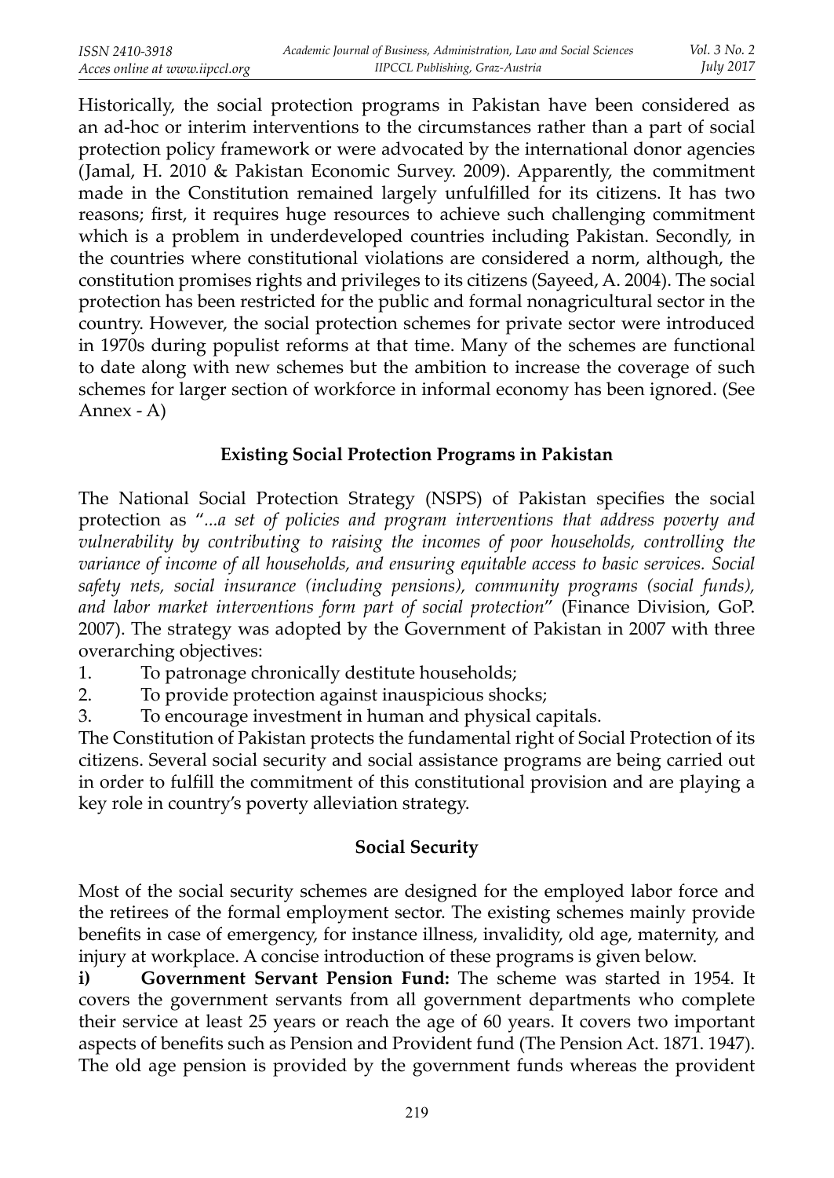Historically, the social protection programs in Pakistan have been considered as an ad-hoc or interim interventions to the circumstances rather than a part of social protection policy framework or were advocated by the international donor agencies (Jamal, H. 2010 & Pakistan Economic Survey. 2009). Apparently, the commitment made in the Constitution remained largely unfulfilled for its citizens. It has two reasons; first, it requires huge resources to achieve such challenging commitment which is a problem in underdeveloped countries including Pakistan. Secondly, in the countries where constitutional violations are considered a norm, although, the constitution promises rights and privileges to its citizens (Sayeed, A. 2004). The social protection has been restricted for the public and formal nonagricultural sector in the country. However, the social protection schemes for private sector were introduced in 1970s during populist reforms at that time. Many of the schemes are functional to date along with new schemes but the ambition to increase the coverage of such schemes for larger section of workforce in informal economy has been ignored. (See Annex - A)

### Existing Social Protection Programs in Pakistan

The National Social Protection Strategy (NSPS) of Pakistan specifies the social protection as "*...a set of policies and program interventions that address poverty and vulnerability by contributing to raising the incomes of poor households, controlling the variance of income of all households, and ensuring equitable access to basic services. Social safety nets, social insurance (including pensions), community programs (social funds), and labor market interventions form part of social protection*" (Finance Division, GoP. 2007). The strategy was adopted by the Government of Pakistan in 2007 with three overarching objectives:

1. To patronage chronically destitute households;
2. To provide protection against inauspicious shocks;
3. To encourage investment in human and physical capitals.

The Constitution of Pakistan protects the fundamental right of Social Protection of its citizens. Several social security and social assistance programs are being carried out in order to fulfill the commitment of this constitutional provision and are playing a key role in country's poverty alleviation strategy.

### Social Security

Most of the social security schemes are designed for the employed labor force and the retirees of the formal employment sector. The existing schemes mainly provide benefits in case of emergency, for instance illness, invalidity, old age, maternity, and injury at workplace. A concise introduction of these programs is given below.

**i) Government Servant Pension Fund:** The scheme was started in 1954. It covers the government servants from all government departments who complete their service at least 25 years or reach the age of 60 years. It covers two important aspects of benefits such as Pension and Provident fund (The Pension Act. 1871. 1947). The old age pension is provided by the government funds whereas the provident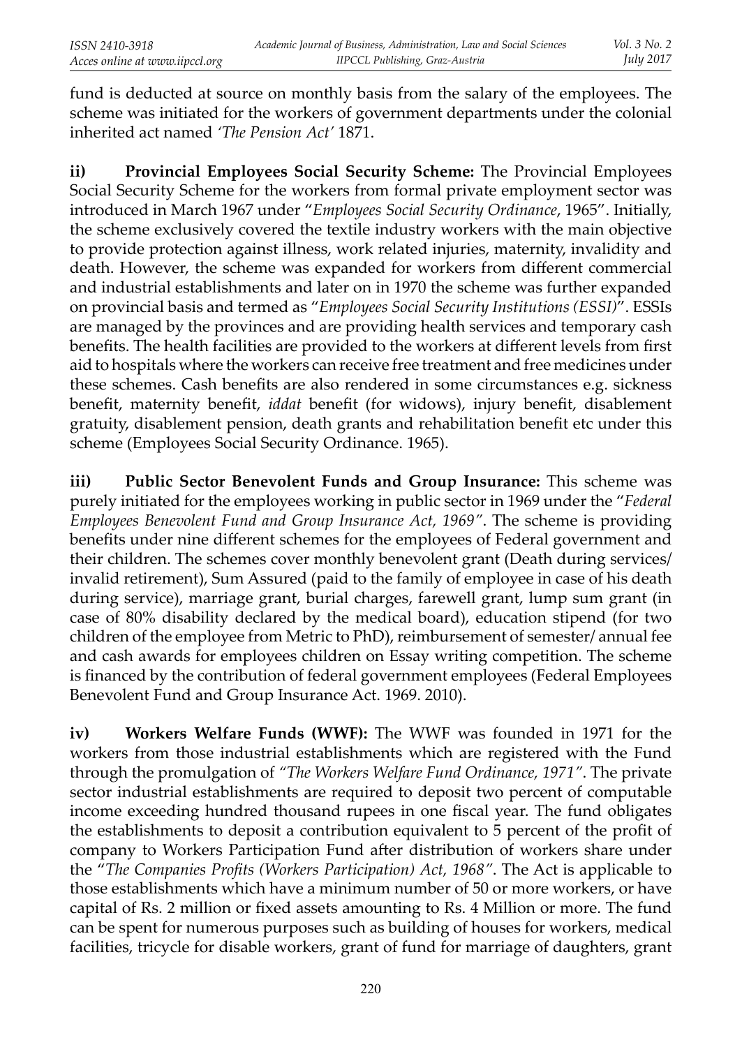fund is deducted at source on monthly basis from the salary of the employees. The scheme was initiated for the workers of government departments under the colonial inherited act named *'The Pension Act'* 1871.

**ii) Provincial Employees Social Security Scheme:** The Provincial Employees Social Security Scheme for the workers from formal private employment sector was introduced in March 1967 under "*Employees Social Security Ordinance*, 1965". Initially, the scheme exclusively covered the textile industry workers with the main objective to provide protection against illness, work related injuries, maternity, invalidity and death. However, the scheme was expanded for workers from different commercial and industrial establishments and later on in 1970 the scheme was further expanded on provincial basis and termed as "*Employees Social Security Institutions (ESSI)*". ESSIs are managed by the provinces and are providing health services and temporary cash benefits. The health facilities are provided to the workers at different levels from first aid to hospitals where the workers can receive free treatment and free medicines under these schemes. Cash benefits are also rendered in some circumstances e.g. sickness benefit, maternity benefit, *iddat* benefit (for widows), injury benefit, disablement gratuity, disablement pension, death grants and rehabilitation benefit etc under this scheme (Employees Social Security Ordinance. 1965).

**iii) Public Sector Benevolent Funds and Group Insurance:** This scheme was purely initiated for the employees working in public sector in 1969 under the "*Federal Employees Benevolent Fund and Group Insurance Act, 1969"*. The scheme is providing benefits under nine different schemes for the employees of Federal government and their children. The schemes cover monthly benevolent grant (Death during services/ invalid retirement), Sum Assured (paid to the family of employee in case of his death during service), marriage grant, burial charges, farewell grant, lump sum grant (in case of 80% disability declared by the medical board), education stipend (for two children of the employee from Metric to PhD), reimbursement of semester/ annual fee and cash awards for employees children on Essay writing competition. The scheme is financed by the contribution of federal government employees (Federal Employees Benevolent Fund and Group Insurance Act. 1969. 2010).

**iv) Workers Welfare Funds (WWF):** The WWF was founded in 1971 for the workers from those industrial establishments which are registered with the Fund through the promulgation of *"The Workers Welfare Fund Ordinance, 1971"*. The private sector industrial establishments are required to deposit two percent of computable income exceeding hundred thousand rupees in one fiscal year. The fund obligates the establishments to deposit a contribution equivalent to 5 percent of the profit of company to Workers Participation Fund after distribution of workers share under the "*The Companies Profits (Workers Participation) Act, 1968"*. The Act is applicable to those establishments which have a minimum number of 50 or more workers, or have capital of Rs. 2 million or fixed assets amounting to Rs. 4 Million or more. The fund can be spent for numerous purposes such as building of houses for workers, medical facilities, tricycle for disable workers, grant of fund for marriage of daughters, grant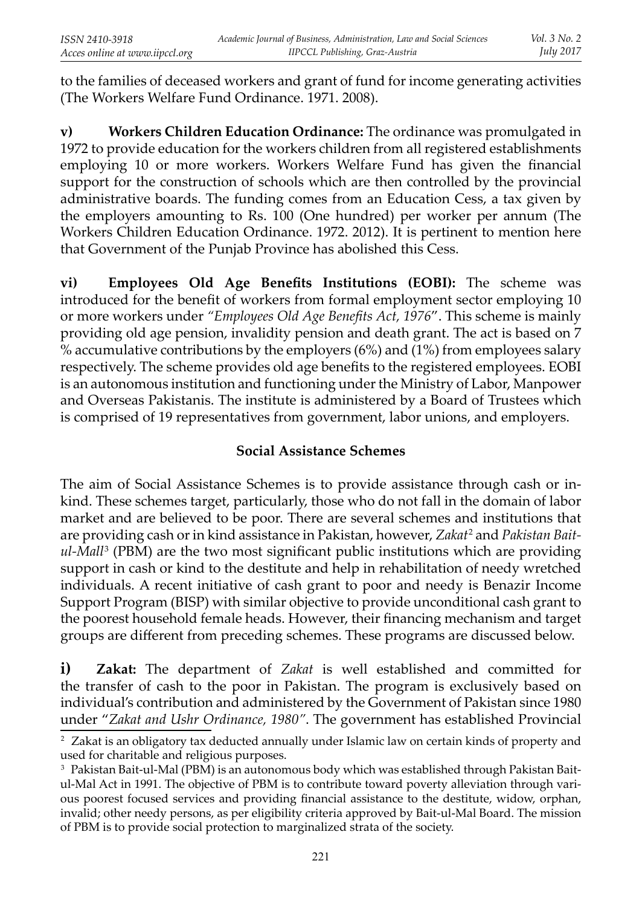to the families of deceased workers and grant of fund for income generating activities (The Workers Welfare Fund Ordinance. 1971. 2008).

**v) Workers Children Education Ordinance:** The ordinance was promulgated in 1972 to provide education for the workers children from all registered establishments employing 10 or more workers. Workers Welfare Fund has given the financial support for the construction of schools which are then controlled by the provincial administrative boards. The funding comes from an Education Cess, a tax given by the employers amounting to Rs. 100 (One hundred) per worker per annum (The Workers Children Education Ordinance. 1972. 2012). It is pertinent to mention here that Government of the Punjab Province has abolished this Cess.

**vi) Employees Old Age Benefits Institutions (EOBI):** The scheme was introduced for the benefit of workers from formal employment sector employing 10 or more workers under *"Employees Old Age Benefits Act, 1976"*. This scheme is mainly providing old age pension, invalidity pension and death grant. The act is based on 7 % accumulative contributions by the employers (6%) and (1%) from employees salary respectively. The scheme provides old age benefits to the registered employees. EOBI is an autonomous institution and functioning under the Ministry of Labor, Manpower and Overseas Pakistanis. The institute is administered by a Board of Trustees which is comprised of 19 representatives from government, labor unions, and employers.

### Social Assistance Schemes

The aim of Social Assistance Schemes is to provide assistance through cash or in-kind. These schemes target, particularly, those who do not fall in the domain of labor market and are believed to be poor. There are several schemes and institutions that are providing cash or in kind assistance in Pakistan, however, *Zakat*[2] and *Pakistan Bait-ul-Mall*[3] (PBM) are the two most significant public institutions which are providing support in cash or kind to the destitute and help in rehabilitation of needy wretched individuals. A recent initiative of cash grant to poor and needy is Benazir Income Support Program (BISP) with similar objective to provide unconditional cash grant to the poorest household female heads. However, their financing mechanism and target groups are different from preceding schemes. These programs are discussed below.

**i) Zakat:** The department of *Zakat* is well established and committed for the transfer of cash to the poor in Pakistan. The program is exclusively based on individual's contribution and administered by the Government of Pakistan since 1980 under "*Zakat and Ushr Ordinance, 1980*". The government has established Provincial

---

[2] Zakat is an obligatory tax deducted annually under Islamic law on certain kinds of property and used for charitable and religious purposes.

[3] Pakistan Bait-ul-Mal (PBM) is an autonomous body which was established through Pakistan Bait-ul-Mal Act in 1991. The objective of PBM is to contribute toward poverty alleviation through various poorest focused services and providing financial assistance to the destitute, widow, orphan, invalid; other needy persons, as per eligibility criteria approved by Bait-ul-Mal Board. The mission of PBM is to provide social protection to marginalized strata of the society.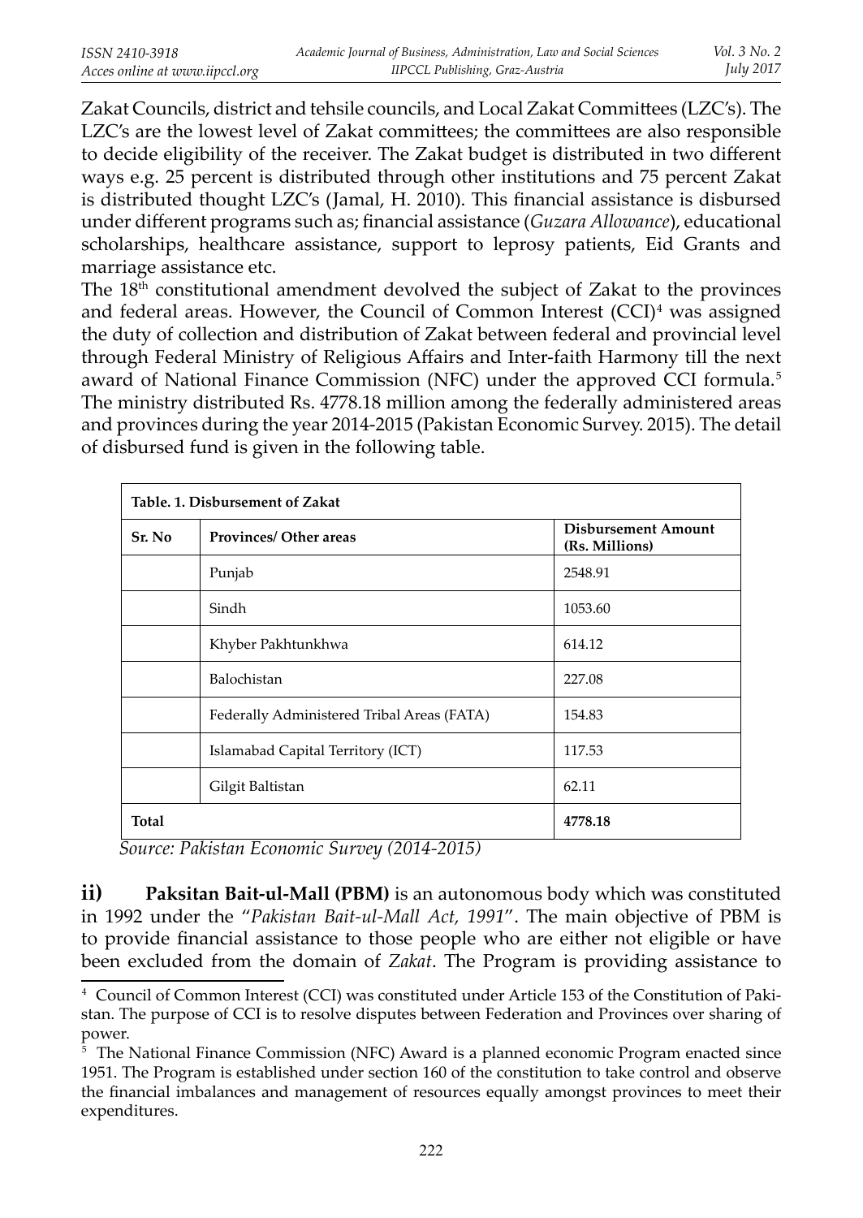Zakat Councils, district and tehsile councils, and Local Zakat Committees (LZC's). The LZC's are the lowest level of Zakat committees; the committees are also responsible to decide eligibility of the receiver. The Zakat budget is distributed in two different ways e.g. 25 percent is distributed through other institutions and 75 percent Zakat is distributed thought LZC's (Jamal, H. 2010). This financial assistance is disbursed under different programs such as; financial assistance (*Guzara Allowance*), educational scholarships, healthcare assistance, support to leprosy patients, Eid Grants and marriage assistance etc.

The 18th constitutional amendment devolved the subject of Zakat to the provinces and federal areas. However, the Council of Common Interest (CCI)[4] was assigned the duty of collection and distribution of Zakat between federal and provincial level through Federal Ministry of Religious Affairs and Inter-faith Harmony till the next award of National Finance Commission (NFC) under the approved CCI formula.[5] The ministry distributed Rs. 4778.18 million among the federally administered areas and provinces during the year 2014-2015 (Pakistan Economic Survey. 2015). The detail of disbursed fund is given in the following table.

**Table. 1. Disbursement of Zakat**

| Sr. No | Provinces/ Other areas | Disbursement Amount (Rs. Millions) |
|---|---|---|
| | Punjab | 2548.91 |
| | Sindh | 1053.60 |
| | Khyber Pakhtunkhwa | 614.12 |
| | Balochistan | 227.08 |
| | Federally Administered Tribal Areas (FATA) | 154.83 |
| | Islamabad Capital Territory (ICT) | 117.53 |
| | Gilgit Baltistan | 62.11 |
| **Total** | | **4778.18** |

*Source: Pakistan Economic Survey (2014-2015)*

**ii) Paksitan Bait-ul-Mall (PBM)** is an autonomous body which was constituted in 1992 under the "*Pakistan Bait-ul-Mall Act, 1991*". The main objective of PBM is to provide financial assistance to those people who are either not eligible or have been excluded from the domain of *Zakat*. The Program is providing assistance to

[4] Council of Common Interest (CCI) was constituted under Article 153 of the Constitution of Pakistan. The purpose of CCI is to resolve disputes between Federation and Provinces over sharing of power.

[5] The National Finance Commission (NFC) Award is a planned economic Program enacted since 1951. The Program is established under section 160 of the constitution to take control and observe the financial imbalances and management of resources equally amongst provinces to meet their expenditures.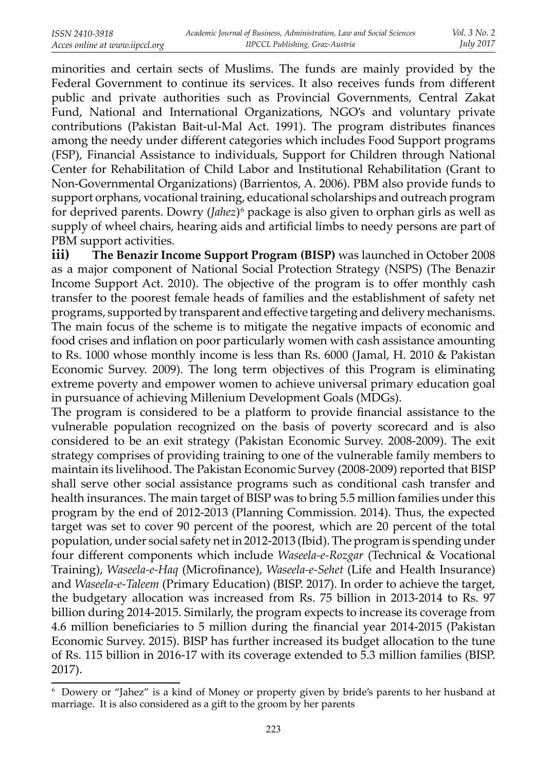minorities and certain sects of Muslims. The funds are mainly provided by the Federal Government to continue its services. It also receives funds from different public and private authorities such as Provincial Governments, Central Zakat Fund, National and International Organizations, NGO's and voluntary private contributions (Pakistan Bait-ul-Mal Act. 1991). The program distributes finances among the needy under different categories which includes Food Support programs (FSP), Financial Assistance to individuals, Support for Children through National Center for Rehabilitation of Child Labor and Institutional Rehabilitation (Grant to Non-Governmental Organizations) (Barrientos, A. 2006). PBM also provide funds to support orphans, vocational training, educational scholarships and outreach program for deprived parents. Dowry (*Jahez*)[6] package is also given to orphan girls as well as supply of wheel chairs, hearing aids and artificial limbs to needy persons are part of PBM support activities.

**iii) The Benazir Income Support Program (BISP)** was launched in October 2008 as a major component of National Social Protection Strategy (NSPS) (The Benazir Income Support Act. 2010). The objective of the program is to offer monthly cash transfer to the poorest female heads of families and the establishment of safety net programs, supported by transparent and effective targeting and delivery mechanisms. The main focus of the scheme is to mitigate the negative impacts of economic and food crises and inflation on poor particularly women with cash assistance amounting to Rs. 1000 whose monthly income is less than Rs. 6000 (Jamal, H. 2010 & Pakistan Economic Survey. 2009). The long term objectives of this Program is eliminating extreme poverty and empower women to achieve universal primary education goal in pursuance of achieving Millenium Development Goals (MDGs).

The program is considered to be a platform to provide financial assistance to the vulnerable population recognized on the basis of poverty scorecard and is also considered to be an exit strategy (Pakistan Economic Survey. 2008-2009). The exit strategy comprises of providing training to one of the vulnerable family members to maintain its livelihood. The Pakistan Economic Survey (2008-2009) reported that BISP shall serve other social assistance programs such as conditional cash transfer and health insurances. The main target of BISP was to bring 5.5 million families under this program by the end of 2012-2013 (Planning Commission. 2014). Thus, the expected target was set to cover 90 percent of the poorest, which are 20 percent of the total population, under social safety net in 2012-2013 (Ibid). The program is spending under four different components which include *Waseela-e-Rozgar* (Technical & Vocational Training), *Waseela-e-Haq* (Microfinance), *Waseela-e-Sehet* (Life and Health Insurance) and *Waseela-e-Taleem* (Primary Education) (BISP. 2017). In order to achieve the target, the budgetary allocation was increased from Rs. 75 billion in 2013-2014 to Rs. 97 billion during 2014-2015. Similarly, the program expects to increase its coverage from 4.6 million beneficiaries to 5 million during the financial year 2014-2015 (Pakistan Economic Survey. 2015). BISP has further increased its budget allocation to the tune of Rs. 115 billion in 2016-17 with its coverage extended to 5.3 million families (BISP. 2017).

---

[6] Dowery or "Jahez" is a kind of Money or property given by bride's parents to her husband at marriage. It is also considered as a gift to the groom by her parents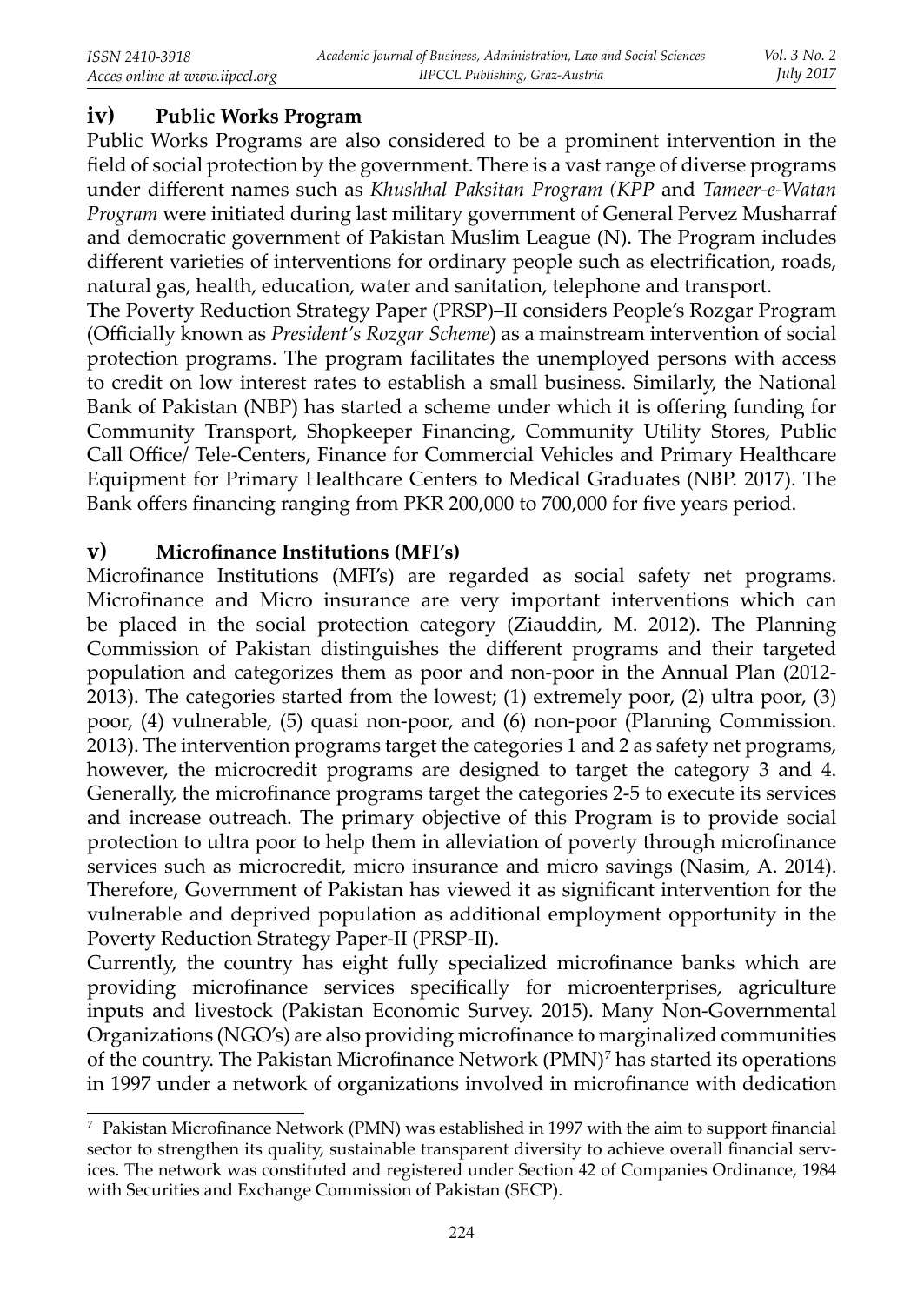### iv) Public Works Program

Public Works Programs are also considered to be a prominent intervention in the field of social protection by the government. There is a vast range of diverse programs under different names such as *Khushhal Paksitan Program (KPP* and *Tameer-e-Watan Program* were initiated during last military government of General Pervez Musharraf and democratic government of Pakistan Muslim League (N). The Program includes different varieties of interventions for ordinary people such as electrification, roads, natural gas, health, education, water and sanitation, telephone and transport.

The Poverty Reduction Strategy Paper (PRSP)–II considers People's Rozgar Program (Officially known as *President's Rozgar Scheme*) as a mainstream intervention of social protection programs. The program facilitates the unemployed persons with access to credit on low interest rates to establish a small business. Similarly, the National Bank of Pakistan (NBP) has started a scheme under which it is offering funding for Community Transport, Shopkeeper Financing, Community Utility Stores, Public Call Office/ Tele-Centers, Finance for Commercial Vehicles and Primary Healthcare Equipment for Primary Healthcare Centers to Medical Graduates (NBP. 2017). The Bank offers financing ranging from PKR 200,000 to 700,000 for five years period.

### v) Microfinance Institutions (MFI's)

Microfinance Institutions (MFI's) are regarded as social safety net programs. Microfinance and Micro insurance are very important interventions which can be placed in the social protection category (Ziauddin, M. 2012). The Planning Commission of Pakistan distinguishes the different programs and their targeted population and categorizes them as poor and non-poor in the Annual Plan (2012-2013). The categories started from the lowest; (1) extremely poor, (2) ultra poor, (3) poor, (4) vulnerable, (5) quasi non-poor, and (6) non-poor (Planning Commission. 2013). The intervention programs target the categories 1 and 2 as safety net programs, however, the microcredit programs are designed to target the category 3 and 4. Generally, the microfinance programs target the categories 2-5 to execute its services and increase outreach. The primary objective of this Program is to provide social protection to ultra poor to help them in alleviation of poverty through microfinance services such as microcredit, micro insurance and micro savings (Nasim, A. 2014). Therefore, Government of Pakistan has viewed it as significant intervention for the vulnerable and deprived population as additional employment opportunity in the Poverty Reduction Strategy Paper-II (PRSP-II).

Currently, the country has eight fully specialized microfinance banks which are providing microfinance services specifically for microenterprises, agriculture inputs and livestock (Pakistan Economic Survey. 2015). Many Non-Governmental Organizations (NGO's) are also providing microfinance to marginalized communities of the country. The Pakistan Microfinance Network (PMN)[7] has started its operations in 1997 under a network of organizations involved in microfinance with dedication

[7] Pakistan Microfinance Network (PMN) was established in 1997 with the aim to support financial sector to strengthen its quality, sustainable transparent diversity to achieve overall financial services. The network was constituted and registered under Section 42 of Companies Ordinance, 1984 with Securities and Exchange Commission of Pakistan (SECP).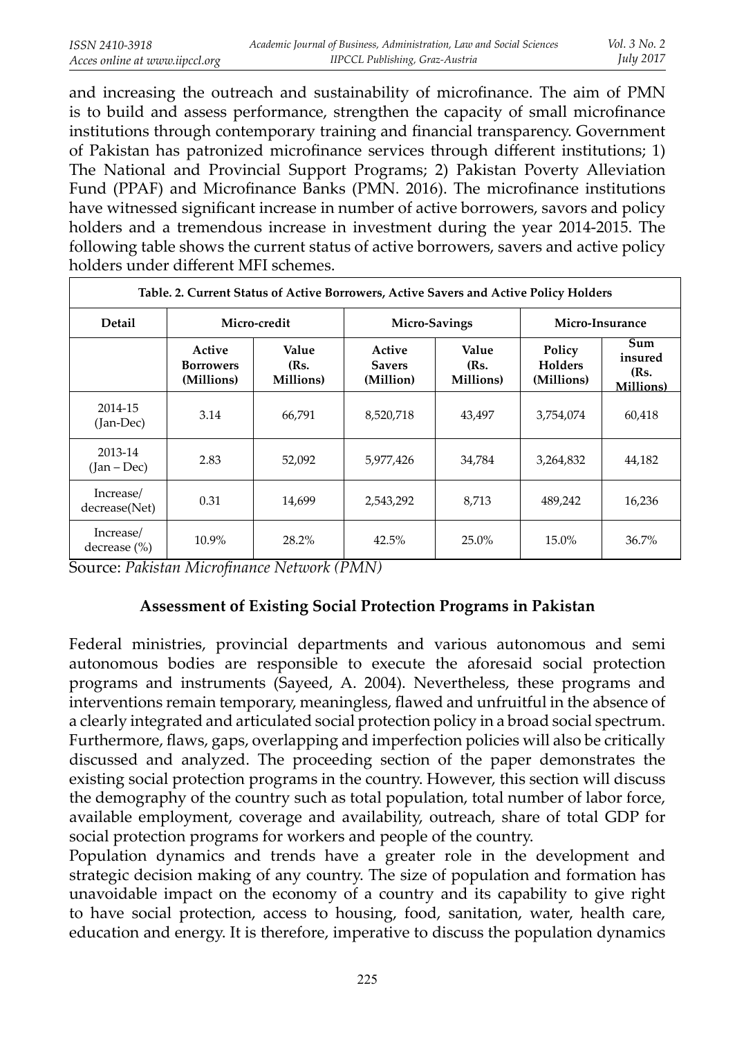and increasing the outreach and sustainability of microfinance. The aim of PMN is to build and assess performance, strengthen the capacity of small microfinance institutions through contemporary training and financial transparency. Government of Pakistan has patronized microfinance services through different institutions; 1) The National and Provincial Support Programs; 2) Pakistan Poverty Alleviation Fund (PPAF) and Microfinance Banks (PMN. 2016). The microfinance institutions have witnessed significant increase in number of active borrowers, savors and policy holders and a tremendous increase in investment during the year 2014-2015. The following table shows the current status of active borrowers, savers and active policy holders under different MFI schemes.

**Table. 2. Current Status of Active Borrowers, Active Savers and Active Policy Holders**

| Detail | Micro-credit | | Micro-Savings | | Micro-Insurance | |
|---|---|---|---|---|---|---|
| | Active Borrowers (Millions) | Value (Rs. Millions) | Active Savers (Million) | Value (Rs. Millions) | Policy Holders (Millions) | Sum insured (Rs. Millions) |
| 2014-15 (Jan-Dec) | 3.14 | 66,791 | 8,520,718 | 43,497 | 3,754,074 | 60,418 |
| 2013-14 (Jan – Dec) | 2.83 | 52,092 | 5,977,426 | 34,784 | 3,264,832 | 44,182 |
| Increase/ decrease(Net) | 0.31 | 14,699 | 2,543,292 | 8,713 | 489,242 | 16,236 |
| Increase/ decrease (%) | 10.9% | 28.2% | 42.5% | 25.0% | 15.0% | 36.7% |

Source: *Pakistan Microfinance Network (PMN)*

### Assessment of Existing Social Protection Programs in Pakistan

Federal ministries, provincial departments and various autonomous and semi autonomous bodies are responsible to execute the aforesaid social protection programs and instruments (Sayeed, A. 2004). Nevertheless, these programs and interventions remain temporary, meaningless, flawed and unfruitful in the absence of a clearly integrated and articulated social protection policy in a broad social spectrum. Furthermore, flaws, gaps, overlapping and imperfection policies will also be critically discussed and analyzed. The proceeding section of the paper demonstrates the existing social protection programs in the country. However, this section will discuss the demography of the country such as total population, total number of labor force, available employment, coverage and availability, outreach, share of total GDP for social protection programs for workers and people of the country.

Population dynamics and trends have a greater role in the development and strategic decision making of any country. The size of population and formation has unavoidable impact on the economy of a country and its capability to give right to have social protection, access to housing, food, sanitation, water, health care, education and energy. It is therefore, imperative to discuss the population dynamics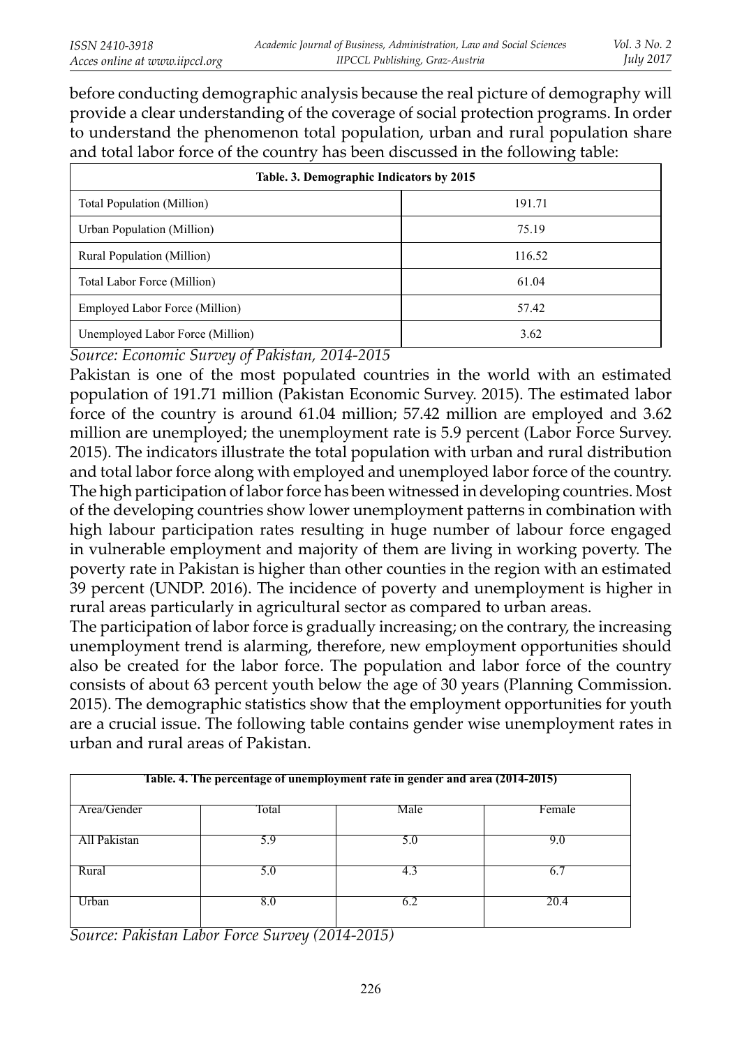before conducting demographic analysis because the real picture of demography will provide a clear understanding of the coverage of social protection programs. In order to understand the phenomenon total population, urban and rural population share and total labor force of the country has been discussed in the following table:

| Table. 3. Demographic Indicators by 2015 | |
|---|---|
| Total Population (Million) | 191.71 |
| Urban Population (Million) | 75.19 |
| Rural Population (Million) | 116.52 |
| Total Labor Force (Million) | 61.04 |
| Employed Labor Force (Million) | 57.42 |
| Unemployed Labor Force (Million) | 3.62 |

*Source: Economic Survey of Pakistan, 2014-2015*

Pakistan is one of the most populated countries in the world with an estimated population of 191.71 million (Pakistan Economic Survey. 2015). The estimated labor force of the country is around 61.04 million; 57.42 million are employed and 3.62 million are unemployed; the unemployment rate is 5.9 percent (Labor Force Survey. 2015). The indicators illustrate the total population with urban and rural distribution and total labor force along with employed and unemployed labor force of the country. The high participation of labor force has been witnessed in developing countries. Most of the developing countries show lower unemployment patterns in combination with high labour participation rates resulting in huge number of labour force engaged in vulnerable employment and majority of them are living in working poverty. The poverty rate in Pakistan is higher than other counties in the region with an estimated 39 percent (UNDP. 2016). The incidence of poverty and unemployment is higher in rural areas particularly in agricultural sector as compared to urban areas.

The participation of labor force is gradually increasing; on the contrary, the increasing unemployment trend is alarming, therefore, new employment opportunities should also be created for the labor force. The population and labor force of the country consists of about 63 percent youth below the age of 30 years (Planning Commission. 2015). The demographic statistics show that the employment opportunities for youth are a crucial issue. The following table contains gender wise unemployment rates in urban and rural areas of Pakistan.

**Table. 4. The percentage of unemployment rate in gender and area (2014-2015)**

| Area/Gender | Total | Male | Female |
|---|---|---|---|
| All Pakistan | 5.9 | 5.0 | 9.0 |
| Rural | 5.0 | 4.3 | 6.7 |
| Urban | 8.0 | 6.2 | 20.4 |

*Source: Pakistan Labor Force Survey (2014-2015)*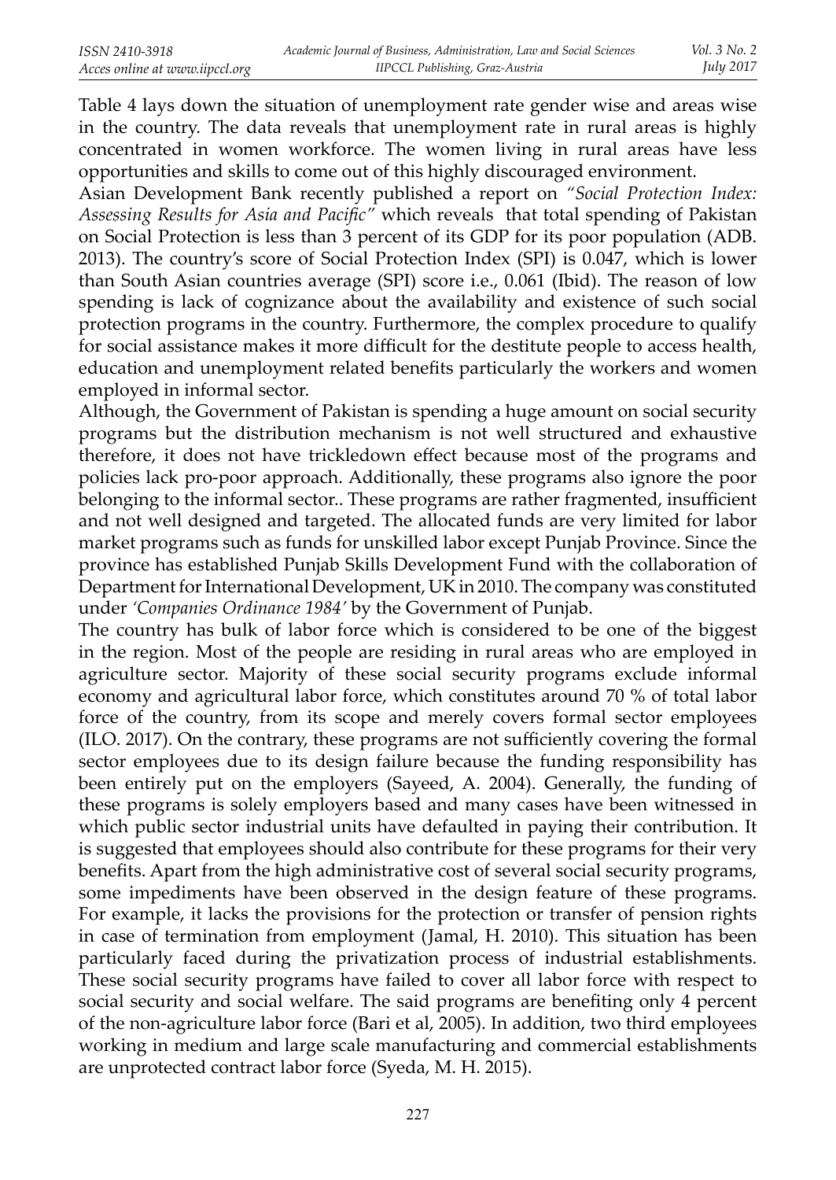Table 4 lays down the situation of unemployment rate gender wise and areas wise in the country. The data reveals that unemployment rate in rural areas is highly concentrated in women workforce. The women living in rural areas have less opportunities and skills to come out of this highly discouraged environment.

Asian Development Bank recently published a report on *"Social Protection Index: Assessing Results for Asia and Pacific"* which reveals that total spending of Pakistan on Social Protection is less than 3 percent of its GDP for its poor population (ADB. 2013). The country's score of Social Protection Index (SPI) is 0.047, which is lower than South Asian countries average (SPI) score i.e., 0.061 (Ibid). The reason of low spending is lack of cognizance about the availability and existence of such social protection programs in the country. Furthermore, the complex procedure to qualify for social assistance makes it more difficult for the destitute people to access health, education and unemployment related benefits particularly the workers and women employed in informal sector.

Although, the Government of Pakistan is spending a huge amount on social security programs but the distribution mechanism is not well structured and exhaustive therefore, it does not have trickledown effect because most of the programs and policies lack pro-poor approach. Additionally, these programs also ignore the poor belonging to the informal sector.. These programs are rather fragmented, insufficient and not well designed and targeted. The allocated funds are very limited for labor market programs such as funds for unskilled labor except Punjab Province. Since the province has established Punjab Skills Development Fund with the collaboration of Department for International Development, UK in 2010. The company was constituted under *'Companies Ordinance 1984'* by the Government of Punjab.

The country has bulk of labor force which is considered to be one of the biggest in the region. Most of the people are residing in rural areas who are employed in agriculture sector. Majority of these social security programs exclude informal economy and agricultural labor force, which constitutes around 70 % of total labor force of the country, from its scope and merely covers formal sector employees (ILO. 2017). On the contrary, these programs are not sufficiently covering the formal sector employees due to its design failure because the funding responsibility has been entirely put on the employers (Sayeed, A. 2004). Generally, the funding of these programs is solely employers based and many cases have been witnessed in which public sector industrial units have defaulted in paying their contribution. It is suggested that employees should also contribute for these programs for their very benefits. Apart from the high administrative cost of several social security programs, some impediments have been observed in the design feature of these programs. For example, it lacks the provisions for the protection or transfer of pension rights in case of termination from employment (Jamal, H. 2010). This situation has been particularly faced during the privatization process of industrial establishments. These social security programs have failed to cover all labor force with respect to social security and social welfare. The said programs are benefiting only 4 percent of the non-agriculture labor force (Bari et al, 2005). In addition, two third employees working in medium and large scale manufacturing and commercial establishments are unprotected contract labor force (Syeda, M. H. 2015).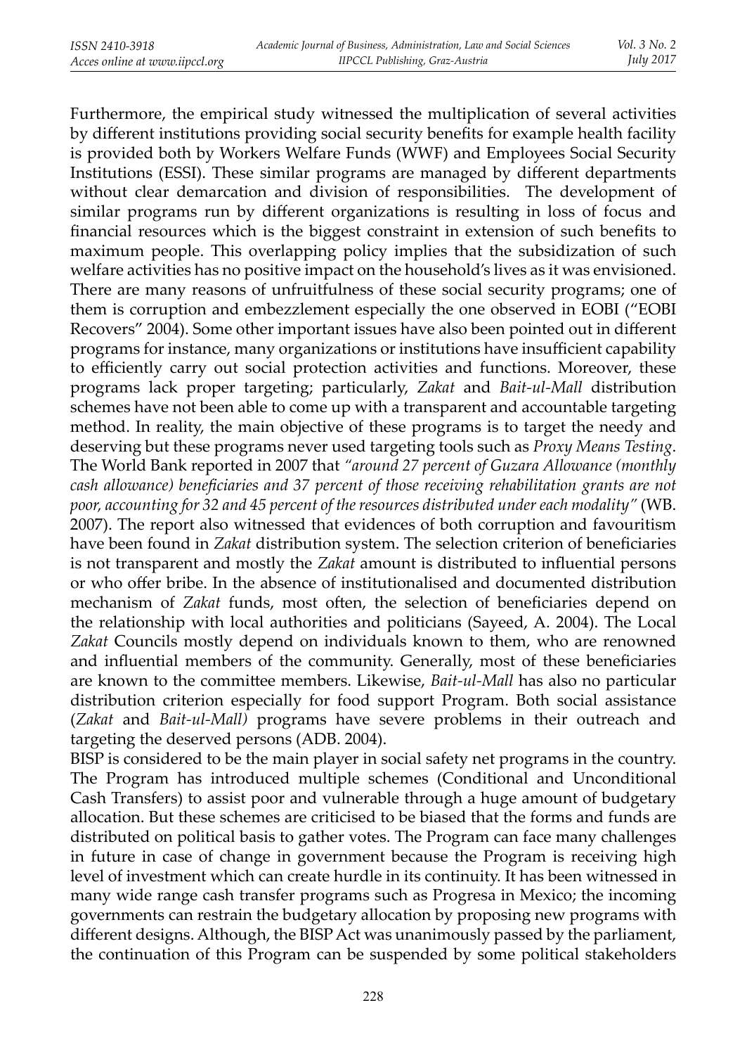Furthermore, the empirical study witnessed the multiplication of several activities by different institutions providing social security benefits for example health facility is provided both by Workers Welfare Funds (WWF) and Employees Social Security Institutions (ESSI). These similar programs are managed by different departments without clear demarcation and division of responsibilities. The development of similar programs run by different organizations is resulting in loss of focus and financial resources which is the biggest constraint in extension of such benefits to maximum people. This overlapping policy implies that the subsidization of such welfare activities has no positive impact on the household's lives as it was envisioned. There are many reasons of unfruitfulness of these social security programs; one of them is corruption and embezzlement especially the one observed in EOBI ("EOBI Recovers" 2004). Some other important issues have also been pointed out in different programs for instance, many organizations or institutions have insufficient capability to efficiently carry out social protection activities and functions. Moreover, these programs lack proper targeting; particularly, *Zakat* and *Bait-ul-Mall* distribution schemes have not been able to come up with a transparent and accountable targeting method. In reality, the main objective of these programs is to target the needy and deserving but these programs never used targeting tools such as *Proxy Means Testing*. The World Bank reported in 2007 that *"around 27 percent of Guzara Allowance (monthly cash allowance) beneficiaries and 37 percent of those receiving rehabilitation grants are not poor, accounting for 32 and 45 percent of the resources distributed under each modality"* (WB. 2007). The report also witnessed that evidences of both corruption and favouritism have been found in *Zakat* distribution system. The selection criterion of beneficiaries is not transparent and mostly the *Zakat* amount is distributed to influential persons or who offer bribe. In the absence of institutionalised and documented distribution mechanism of *Zakat* funds, most often, the selection of beneficiaries depend on the relationship with local authorities and politicians (Sayeed, A. 2004). The Local *Zakat* Councils mostly depend on individuals known to them, who are renowned and influential members of the community. Generally, most of these beneficiaries are known to the committee members. Likewise, *Bait-ul-Mall* has also no particular distribution criterion especially for food support Program. Both social assistance (*Zakat* and *Bait-ul-Mall)* programs have severe problems in their outreach and targeting the deserved persons (ADB. 2004).

BISP is considered to be the main player in social safety net programs in the country. The Program has introduced multiple schemes (Conditional and Unconditional Cash Transfers) to assist poor and vulnerable through a huge amount of budgetary allocation. But these schemes are criticised to be biased that the forms and funds are distributed on political basis to gather votes. The Program can face many challenges in future in case of change in government because the Program is receiving high level of investment which can create hurdle in its continuity. It has been witnessed in many wide range cash transfer programs such as Progresa in Mexico; the incoming governments can restrain the budgetary allocation by proposing new programs with different designs. Although, the BISP Act was unanimously passed by the parliament, the continuation of this Program can be suspended by some political stakeholders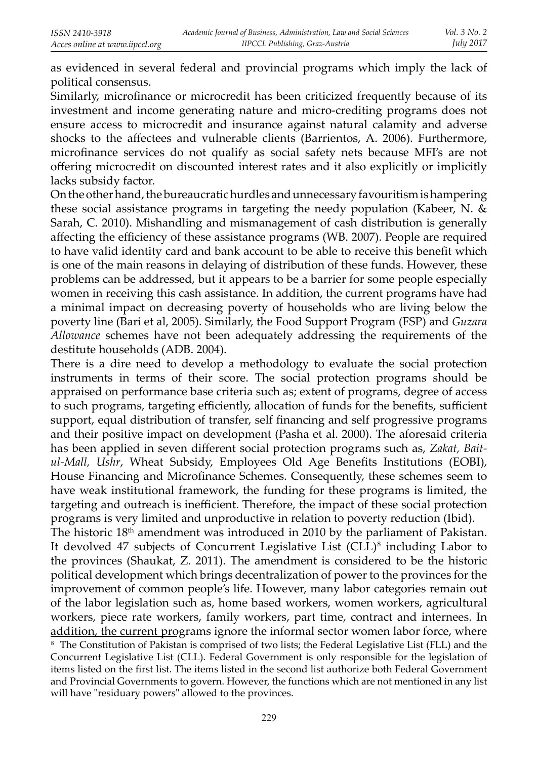as evidenced in several federal and provincial programs which imply the lack of political consensus.

Similarly, microfinance or microcredit has been criticized frequently because of its investment and income generating nature and micro-crediting programs does not ensure access to microcredit and insurance against natural calamity and adverse shocks to the affectees and vulnerable clients (Barrientos, A. 2006). Furthermore, microfinance services do not qualify as social safety nets because MFI's are not offering microcredit on discounted interest rates and it also explicitly or implicitly lacks subsidy factor.

On the other hand, the bureaucratic hurdles and unnecessary favouritism is hampering these social assistance programs in targeting the needy population (Kabeer, N. & Sarah, C. 2010). Mishandling and mismanagement of cash distribution is generally affecting the efficiency of these assistance programs (WB. 2007). People are required to have valid identity card and bank account to be able to receive this benefit which is one of the main reasons in delaying of distribution of these funds. However, these problems can be addressed, but it appears to be a barrier for some people especially women in receiving this cash assistance. In addition, the current programs have had a minimal impact on decreasing poverty of households who are living below the poverty line (Bari et al, 2005). Similarly, the Food Support Program (FSP) and *Guzara Allowance* schemes have not been adequately addressing the requirements of the destitute households (ADB. 2004).

There is a dire need to develop a methodology to evaluate the social protection instruments in terms of their score. The social protection programs should be appraised on performance base criteria such as; extent of programs, degree of access to such programs, targeting efficiently, allocation of funds for the benefits, sufficient support, equal distribution of transfer, self financing and self progressive programs and their positive impact on development (Pasha et al. 2000). The aforesaid criteria has been applied in seven different social protection programs such as, *Zakat, Bait-ul-Mall, Ushr*, Wheat Subsidy, Employees Old Age Benefits Institutions (EOBI), House Financing and Microfinance Schemes. Consequently, these schemes seem to have weak institutional framework, the funding for these programs is limited, the targeting and outreach is inefficient. Therefore, the impact of these social protection programs is very limited and unproductive in relation to poverty reduction (Ibid).

The historic 18th amendment was introduced in 2010 by the parliament of Pakistan. It devolved 47 subjects of Concurrent Legislative List (CLL)[8] including Labor to the provinces (Shaukat, Z. 2011). The amendment is considered to be the historic political development which brings decentralization of power to the provinces for the improvement of common people's life. However, many labor categories remain out of the labor legislation such as, home based workers, women workers, agricultural workers, piece rate workers, family workers, part time, contract and internees. In addition, the current programs ignore the informal sector women labor force, where

[8] The Constitution of Pakistan is comprised of two lists; the Federal Legislative List (FLL) and the Concurrent Legislative List (CLL). Federal Government is only responsible for the legislation of items listed on the first list. The items listed in the second list authorize both Federal Government and Provincial Governments to govern. However, the functions which are not mentioned in any list will have "residuary powers" allowed to the provinces.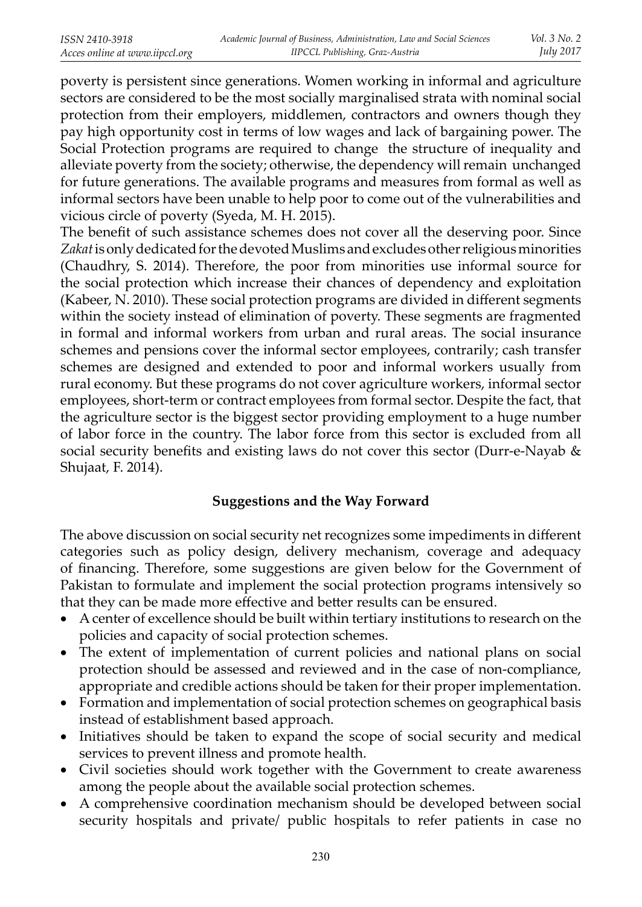poverty is persistent since generations. Women working in informal and agriculture sectors are considered to be the most socially marginalised strata with nominal social protection from their employers, middlemen, contractors and owners though they pay high opportunity cost in terms of low wages and lack of bargaining power. The Social Protection programs are required to change the structure of inequality and alleviate poverty from the society; otherwise, the dependency will remain unchanged for future generations. The available programs and measures from formal as well as informal sectors have been unable to help poor to come out of the vulnerabilities and vicious circle of poverty (Syeda, M. H. 2015).

The benefit of such assistance schemes does not cover all the deserving poor. Since *Zakat* is only dedicated for the devoted Muslims and excludes other religious minorities (Chaudhry, S. 2014). Therefore, the poor from minorities use informal source for the social protection which increase their chances of dependency and exploitation (Kabeer, N. 2010). These social protection programs are divided in different segments within the society instead of elimination of poverty. These segments are fragmented in formal and informal workers from urban and rural areas. The social insurance schemes and pensions cover the informal sector employees, contrarily; cash transfer schemes are designed and extended to poor and informal workers usually from rural economy. But these programs do not cover agriculture workers, informal sector employees, short-term or contract employees from formal sector. Despite the fact, that the agriculture sector is the biggest sector providing employment to a huge number of labor force in the country. The labor force from this sector is excluded from all social security benefits and existing laws do not cover this sector (Durr-e-Nayab & Shujaat, F. 2014).

## Suggestions and the Way Forward

The above discussion on social security net recognizes some impediments in different categories such as policy design, delivery mechanism, coverage and adequacy of financing. Therefore, some suggestions are given below for the Government of Pakistan to formulate and implement the social protection programs intensively so that they can be made more effective and better results can be ensured.

- A center of excellence should be built within tertiary institutions to research on the policies and capacity of social protection schemes.
- The extent of implementation of current policies and national plans on social protection should be assessed and reviewed and in the case of non-compliance, appropriate and credible actions should be taken for their proper implementation.
- Formation and implementation of social protection schemes on geographical basis instead of establishment based approach.
- Initiatives should be taken to expand the scope of social security and medical services to prevent illness and promote health.
- Civil societies should work together with the Government to create awareness among the people about the available social protection schemes.
- A comprehensive coordination mechanism should be developed between social security hospitals and private/ public hospitals to refer patients in case no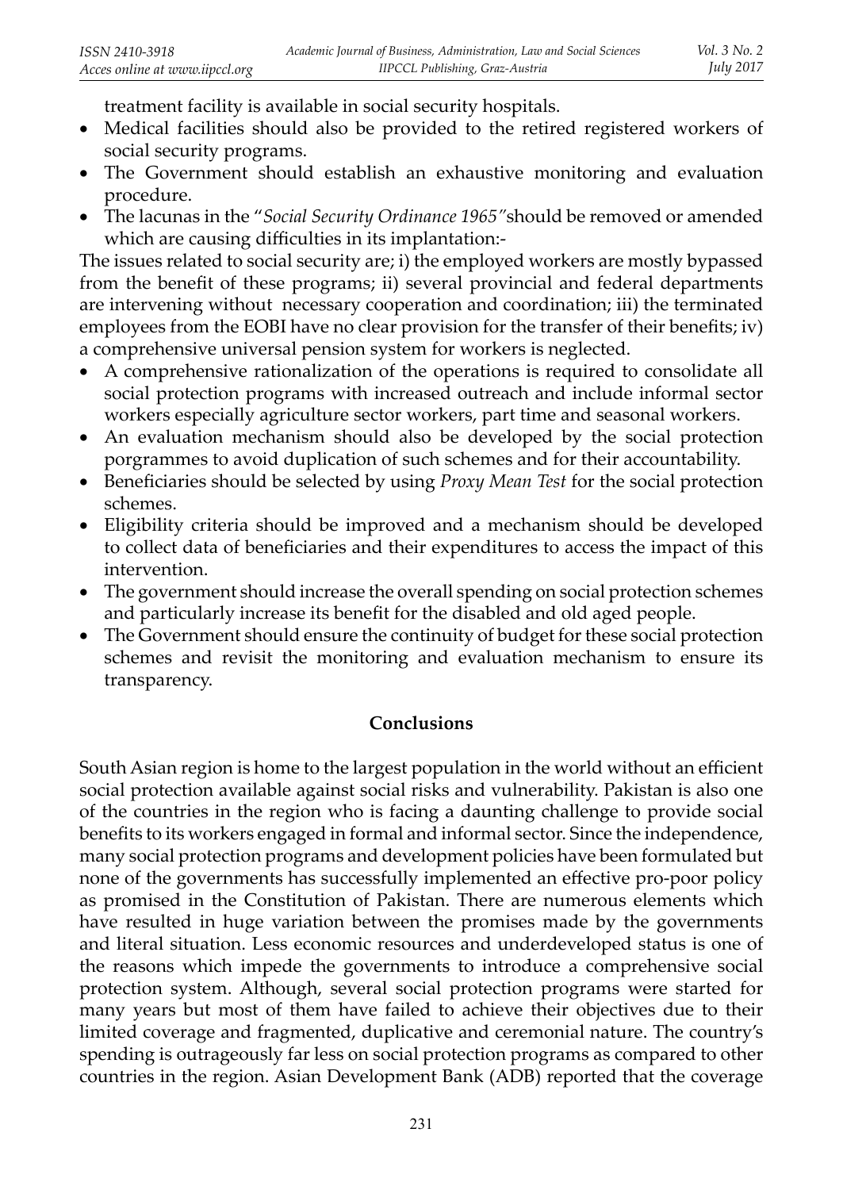treatment facility is available in social security hospitals.

- Medical facilities should also be provided to the retired registered workers of social security programs.
- The Government should establish an exhaustive monitoring and evaluation procedure.
- The lacunas in the "*Social Security Ordinance 1965"*should be removed or amended which are causing difficulties in its implantation:-

The issues related to social security are; i) the employed workers are mostly bypassed from the benefit of these programs; ii) several provincial and federal departments are intervening without necessary cooperation and coordination; iii) the terminated employees from the EOBI have no clear provision for the transfer of their benefits; iv) a comprehensive universal pension system for workers is neglected.

- A comprehensive rationalization of the operations is required to consolidate all social protection programs with increased outreach and include informal sector workers especially agriculture sector workers, part time and seasonal workers.
- An evaluation mechanism should also be developed by the social protection porgrammes to avoid duplication of such schemes and for their accountability.
- Beneficiaries should be selected by using *Proxy Mean Test* for the social protection schemes.
- Eligibility criteria should be improved and a mechanism should be developed to collect data of beneficiaries and their expenditures to access the impact of this intervention.
- The government should increase the overall spending on social protection schemes and particularly increase its benefit for the disabled and old aged people.
- The Government should ensure the continuity of budget for these social protection schemes and revisit the monitoring and evaluation mechanism to ensure its transparency.

## Conclusions

South Asian region is home to the largest population in the world without an efficient social protection available against social risks and vulnerability. Pakistan is also one of the countries in the region who is facing a daunting challenge to provide social benefits to its workers engaged in formal and informal sector. Since the independence, many social protection programs and development policies have been formulated but none of the governments has successfully implemented an effective pro-poor policy as promised in the Constitution of Pakistan. There are numerous elements which have resulted in huge variation between the promises made by the governments and literal situation. Less economic resources and underdeveloped status is one of the reasons which impede the governments to introduce a comprehensive social protection system. Although, several social protection programs were started for many years but most of them have failed to achieve their objectives due to their limited coverage and fragmented, duplicative and ceremonial nature. The country's spending is outrageously far less on social protection programs as compared to other countries in the region. Asian Development Bank (ADB) reported that the coverage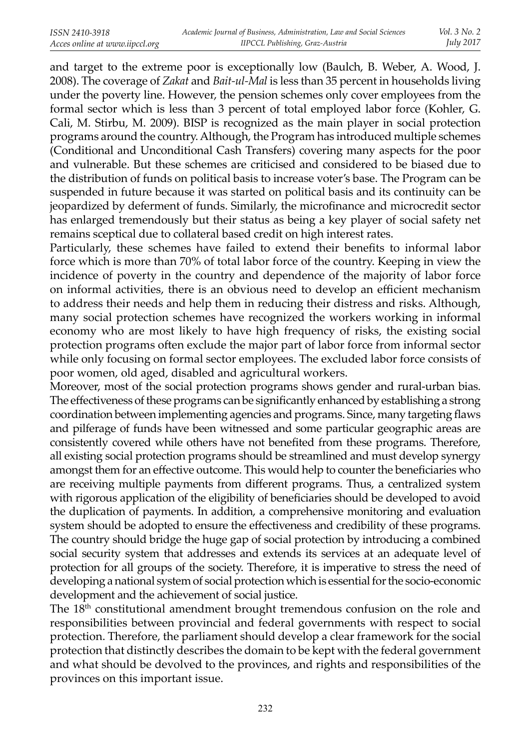and target to the extreme poor is exceptionally low (Baulch, B. Weber, A. Wood, J. 2008). The coverage of *Zakat* and *Bait-ul-Mal* is less than 35 percent in households living under the poverty line. However, the pension schemes only cover employees from the formal sector which is less than 3 percent of total employed labor force (Kohler, G. Cali, M. Stirbu, M. 2009). BISP is recognized as the main player in social protection programs around the country. Although, the Program has introduced multiple schemes (Conditional and Unconditional Cash Transfers) covering many aspects for the poor and vulnerable. But these schemes are criticised and considered to be biased due to the distribution of funds on political basis to increase voter's base. The Program can be suspended in future because it was started on political basis and its continuity can be jeopardized by deferment of funds. Similarly, the microfinance and microcredit sector has enlarged tremendously but their status as being a key player of social safety net remains sceptical due to collateral based credit on high interest rates.

Particularly, these schemes have failed to extend their benefits to informal labor force which is more than 70% of total labor force of the country. Keeping in view the incidence of poverty in the country and dependence of the majority of labor force on informal activities, there is an obvious need to develop an efficient mechanism to address their needs and help them in reducing their distress and risks. Although, many social protection schemes have recognized the workers working in informal economy who are most likely to have high frequency of risks, the existing social protection programs often exclude the major part of labor force from informal sector while only focusing on formal sector employees. The excluded labor force consists of poor women, old aged, disabled and agricultural workers.

Moreover, most of the social protection programs shows gender and rural-urban bias. The effectiveness of these programs can be significantly enhanced by establishing a strong coordination between implementing agencies and programs. Since, many targeting flaws and pilferage of funds have been witnessed and some particular geographic areas are consistently covered while others have not benefited from these programs. Therefore, all existing social protection programs should be streamlined and must develop synergy amongst them for an effective outcome. This would help to counter the beneficiaries who are receiving multiple payments from different programs. Thus, a centralized system with rigorous application of the eligibility of beneficiaries should be developed to avoid the duplication of payments. In addition, a comprehensive monitoring and evaluation system should be adopted to ensure the effectiveness and credibility of these programs. The country should bridge the huge gap of social protection by introducing a combined social security system that addresses and extends its services at an adequate level of protection for all groups of the society. Therefore, it is imperative to stress the need of developing a national system of social protection which is essential for the socio-economic development and the achievement of social justice.

The 18th constitutional amendment brought tremendous confusion on the role and responsibilities between provincial and federal governments with respect to social protection. Therefore, the parliament should develop a clear framework for the social protection that distinctly describes the domain to be kept with the federal government and what should be devolved to the provinces, and rights and responsibilities of the provinces on this important issue.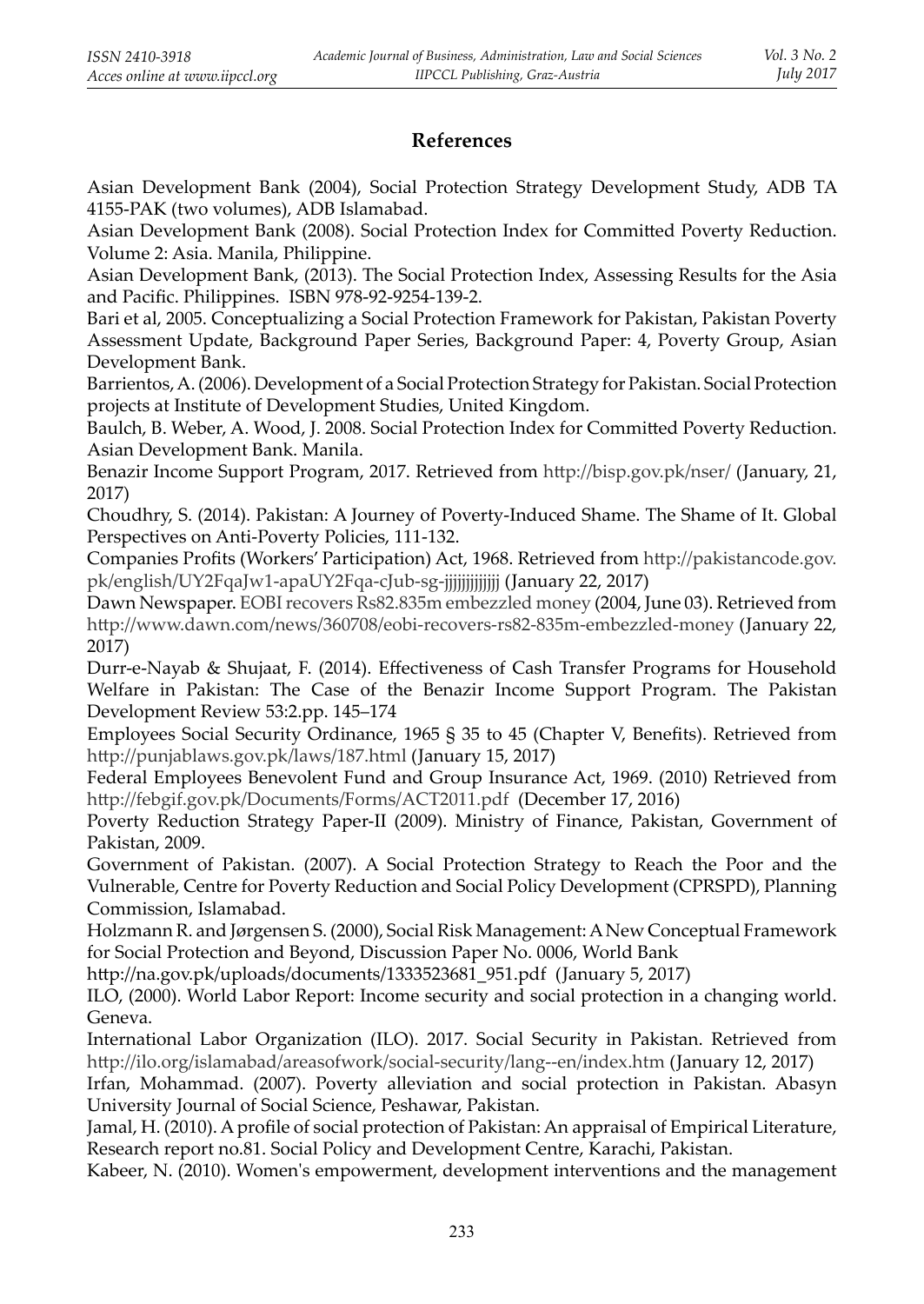## References

Asian Development Bank (2004), Social Protection Strategy Development Study, ADB TA 4155-PAK (two volumes), ADB Islamabad.

Asian Development Bank (2008). Social Protection Index for Committed Poverty Reduction. Volume 2: Asia. Manila, Philippine.

Asian Development Bank, (2013). The Social Protection Index, Assessing Results for the Asia and Pacific. Philippines. ISBN 978-92-9254-139-2.

Bari et al, 2005. Conceptualizing a Social Protection Framework for Pakistan, Pakistan Poverty Assessment Update, Background Paper Series, Background Paper: 4, Poverty Group, Asian Development Bank.

Barrientos, A. (2006). Development of a Social Protection Strategy for Pakistan. Social Protection projects at Institute of Development Studies, United Kingdom.

Baulch, B. Weber, A. Wood, J. 2008. Social Protection Index for Committed Poverty Reduction. Asian Development Bank. Manila.

Benazir Income Support Program, 2017. Retrieved from http://bisp.gov.pk/nser/ (January, 21, 2017)

Choudhry, S. (2014). Pakistan: A Journey of Poverty-Induced Shame. The Shame of It. Global Perspectives on Anti-Poverty Policies, 111-132.

Companies Profits (Workers' Participation) Act, 1968. Retrieved from http://pakistancode.gov.pk/english/UY2FqaJw1-apaUY2Fqa-cJub-sg-jjjjjjjjjjjjj (January 22, 2017)

Dawn Newspaper. EOBI recovers Rs82.835m embezzled money (2004, June 03). Retrieved from http://www.dawn.com/news/360708/eobi-recovers-rs82-835m-embezzled-money (January 22, 2017)

Durr-e-Nayab & Shujaat, F. (2014). Effectiveness of Cash Transfer Programs for Household Welfare in Pakistan: The Case of the Benazir Income Support Program. The Pakistan Development Review 53:2.pp. 145–174

Employees Social Security Ordinance, 1965 § 35 to 45 (Chapter V, Benefits). Retrieved from http://punjablaws.gov.pk/laws/187.html (January 15, 2017)

Federal Employees Benevolent Fund and Group Insurance Act, 1969. (2010) Retrieved from http://febgif.gov.pk/Documents/Forms/ACT2011.pdf (December 17, 2016)

Poverty Reduction Strategy Paper-II (2009). Ministry of Finance, Pakistan, Government of Pakistan, 2009.

Government of Pakistan. (2007). A Social Protection Strategy to Reach the Poor and the Vulnerable, Centre for Poverty Reduction and Social Policy Development (CPRSPD), Planning Commission, Islamabad.

Holzmann R. and Jørgensen S. (2000), Social Risk Management: A New Conceptual Framework for Social Protection and Beyond, Discussion Paper No. 0006, World Bank

http://na.gov.pk/uploads/documents/1333523681_951.pdf (January 5, 2017)

ILO, (2000). World Labor Report: Income security and social protection in a changing world. Geneva.

International Labor Organization (ILO). 2017. Social Security in Pakistan. Retrieved from http://ilo.org/islamabad/areasofwork/social-security/lang--en/index.htm (January 12, 2017)

Irfan, Mohammad. (2007). Poverty alleviation and social protection in Pakistan. Abasyn University Journal of Social Science, Peshawar, Pakistan.

Jamal, H. (2010). A profile of social protection of Pakistan: An appraisal of Empirical Literature, Research report no.81. Social Policy and Development Centre, Karachi, Pakistan.

Kabeer, N. (2010). Women's empowerment, development interventions and the management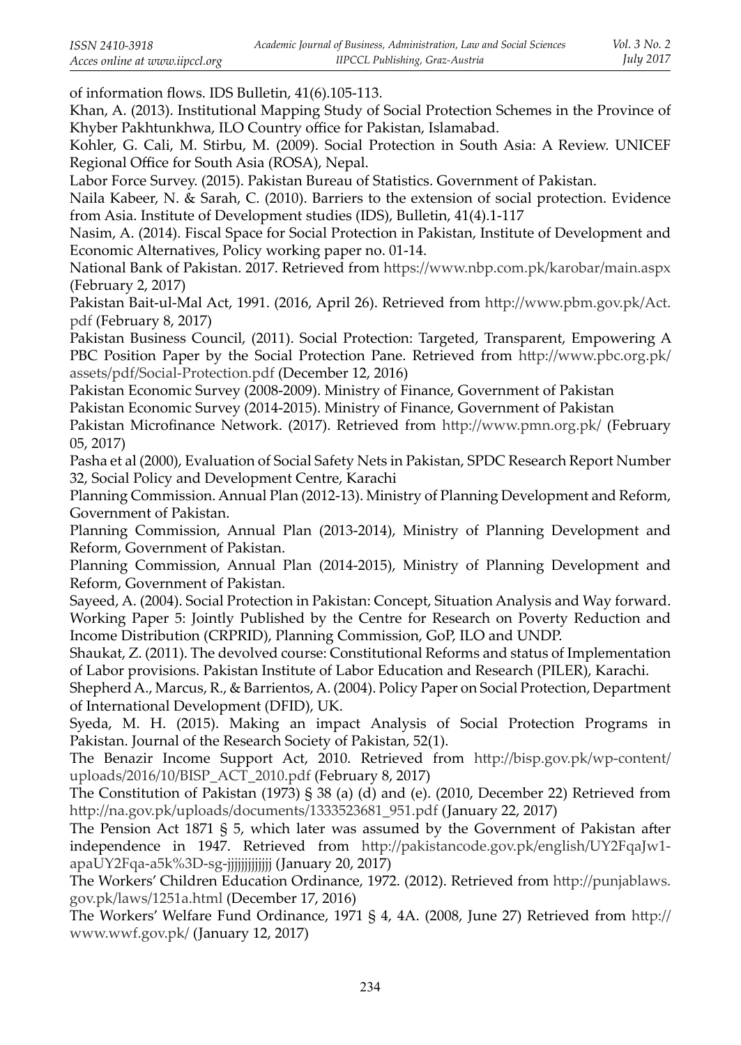of information flows. IDS Bulletin, 41(6).105-113.

Khan, A. (2013). Institutional Mapping Study of Social Protection Schemes in the Province of Khyber Pakhtunkhwa, ILO Country office for Pakistan, Islamabad.

Kohler, G. Cali, M. Stirbu, M. (2009). Social Protection in South Asia: A Review. UNICEF Regional Office for South Asia (ROSA), Nepal.

Labor Force Survey. (2015). Pakistan Bureau of Statistics. Government of Pakistan.

Naila Kabeer, N. & Sarah, C. (2010). Barriers to the extension of social protection. Evidence from Asia. Institute of Development studies (IDS), Bulletin, 41(4).1-117

Nasim, A. (2014). Fiscal Space for Social Protection in Pakistan, Institute of Development and Economic Alternatives, Policy working paper no. 01-14.

National Bank of Pakistan. 2017. Retrieved from https://www.nbp.com.pk/karobar/main.aspx (February 2, 2017)

Pakistan Bait-ul-Mal Act, 1991. (2016, April 26). Retrieved from http://www.pbm.gov.pk/Act.pdf (February 8, 2017)

Pakistan Business Council, (2011). Social Protection: Targeted, Transparent, Empowering A PBC Position Paper by the Social Protection Pane. Retrieved from http://www.pbc.org.pk/assets/pdf/Social-Protection.pdf (December 12, 2016)

Pakistan Economic Survey (2008-2009). Ministry of Finance, Government of Pakistan

Pakistan Economic Survey (2014-2015). Ministry of Finance, Government of Pakistan

Pakistan Microfinance Network. (2017). Retrieved from http://www.pmn.org.pk/ (February 05, 2017)

Pasha et al (2000), Evaluation of Social Safety Nets in Pakistan, SPDC Research Report Number 32, Social Policy and Development Centre, Karachi

Planning Commission. Annual Plan (2012-13). Ministry of Planning Development and Reform, Government of Pakistan.

Planning Commission, Annual Plan (2013-2014), Ministry of Planning Development and Reform, Government of Pakistan.

Planning Commission, Annual Plan (2014-2015), Ministry of Planning Development and Reform, Government of Pakistan.

Sayeed, A. (2004). Social Protection in Pakistan: Concept, Situation Analysis and Way forward. Working Paper 5: Jointly Published by the Centre for Research on Poverty Reduction and Income Distribution (CRPRID), Planning Commission, GoP, ILO and UNDP.

Shaukat, Z. (2011). The devolved course: Constitutional Reforms and status of Implementation of Labor provisions. Pakistan Institute of Labor Education and Research (PILER), Karachi.

Shepherd A., Marcus, R., & Barrientos, A. (2004). Policy Paper on Social Protection, Department of International Development (DFID), UK.

Syeda, M. H. (2015). Making an impact Analysis of Social Protection Programs in Pakistan. Journal of the Research Society of Pakistan, 52(1).

The Benazir Income Support Act, 2010. Retrieved from http://bisp.gov.pk/wp-content/uploads/2016/10/BISP_ACT_2010.pdf (February 8, 2017)

The Constitution of Pakistan (1973) § 38 (a) (d) and (e). (2010, December 22) Retrieved from http://na.gov.pk/uploads/documents/1333523681_951.pdf (January 22, 2017)

The Pension Act 1871 § 5, which later was assumed by the Government of Pakistan after independence in 1947. Retrieved from http://pakistancode.gov.pk/english/UY2FqaJw1-apaUY2Fqa-a5k%3D-sg-jjjjjjjjjjjj (January 20, 2017)

The Workers' Children Education Ordinance, 1972. (2012). Retrieved from http://punjablaws.gov.pk/laws/1251a.html (December 17, 2016)

The Workers' Welfare Fund Ordinance, 1971 § 4, 4A. (2008, June 27) Retrieved from http://www.wwf.gov.pk/ (January 12, 2017)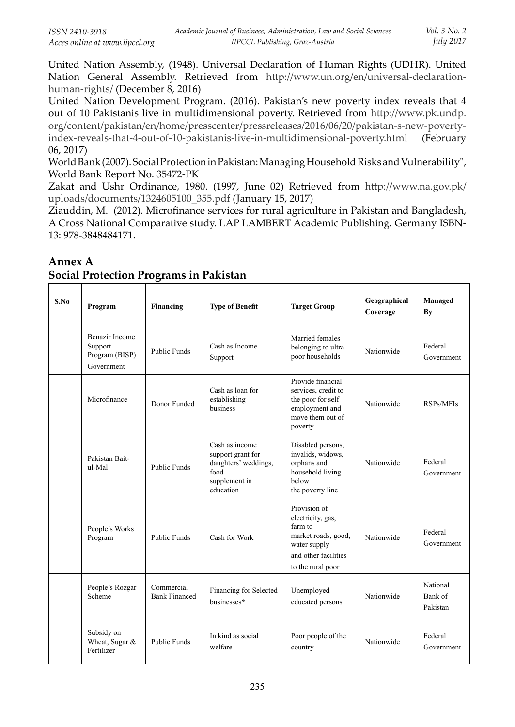United Nation Assembly, (1948). Universal Declaration of Human Rights (UDHR). United Nation General Assembly. Retrieved from http://www.un.org/en/universal-declaration-human-rights/ (December 8, 2016)

United Nation Development Program. (2016). Pakistan's new poverty index reveals that 4 out of 10 Pakistanis live in multidimensional poverty. Retrieved from http://www.pk.undp.org/content/pakistan/en/home/presscenter/pressreleases/2016/06/20/pakistan-s-new-poverty-index-reveals-that-4-out-of-10-pakistanis-live-in-multidimensional-poverty.html (February 06, 2017)

World Bank (2007). Social Protection in Pakistan: Managing Household Risks and Vulnerability", World Bank Report No. 35472-PK

Zakat and Ushr Ordinance, 1980. (1997, June 02) Retrieved from http://www.na.gov.pk/uploads/documents/1324605100_355.pdf (January 15, 2017)

Ziauddin, M. (2012). Microfinance services for rural agriculture in Pakistan and Bangladesh, A Cross National Comparative study. LAP LAMBERT Academic Publishing. Germany ISBN-13: 978-3848484171.

## Annex A
## Social Protection Programs in Pakistan

| S.No | Program | Financing | Type of Benefit | Target Group | Geographical Coverage | Managed By |
|---|---|---|---|---|---|---|
| | Benazir Income Support Program (BISP) Government | Public Funds | Cash as Income Support | Married females belonging to ultra poor households | Nationwide | Federal Government |
| | Microfinance | Donor Funded | Cash as loan for establishing business | Provide financial services, credit to the poor for self employment and move them out of poverty | Nationwide | RSPs/MFIs |
| | Pakistan Bait-ul-Mal | Public Funds | Cash as income support grant for daughters' weddings, food supplement in education | Disabled persons, invalids, widows, orphans and household living below the poverty line | Nationwide | Federal Government |
| | People's Works Program | Public Funds | Cash for Work | Provision of electricity, gas, farm to market roads, good, water supply and other facilities to the rural poor | Nationwide | Federal Government |
| | People's Rozgar Scheme | Commercial Bank Financed | Financing for Selected businesses* | Unemployed educated persons | Nationwide | National Bank of Pakistan |
| | Subsidy on Wheat, Sugar & Fertilizer | Public Funds | In kind as social welfare | Poor people of the country | Nationwide | Federal Government |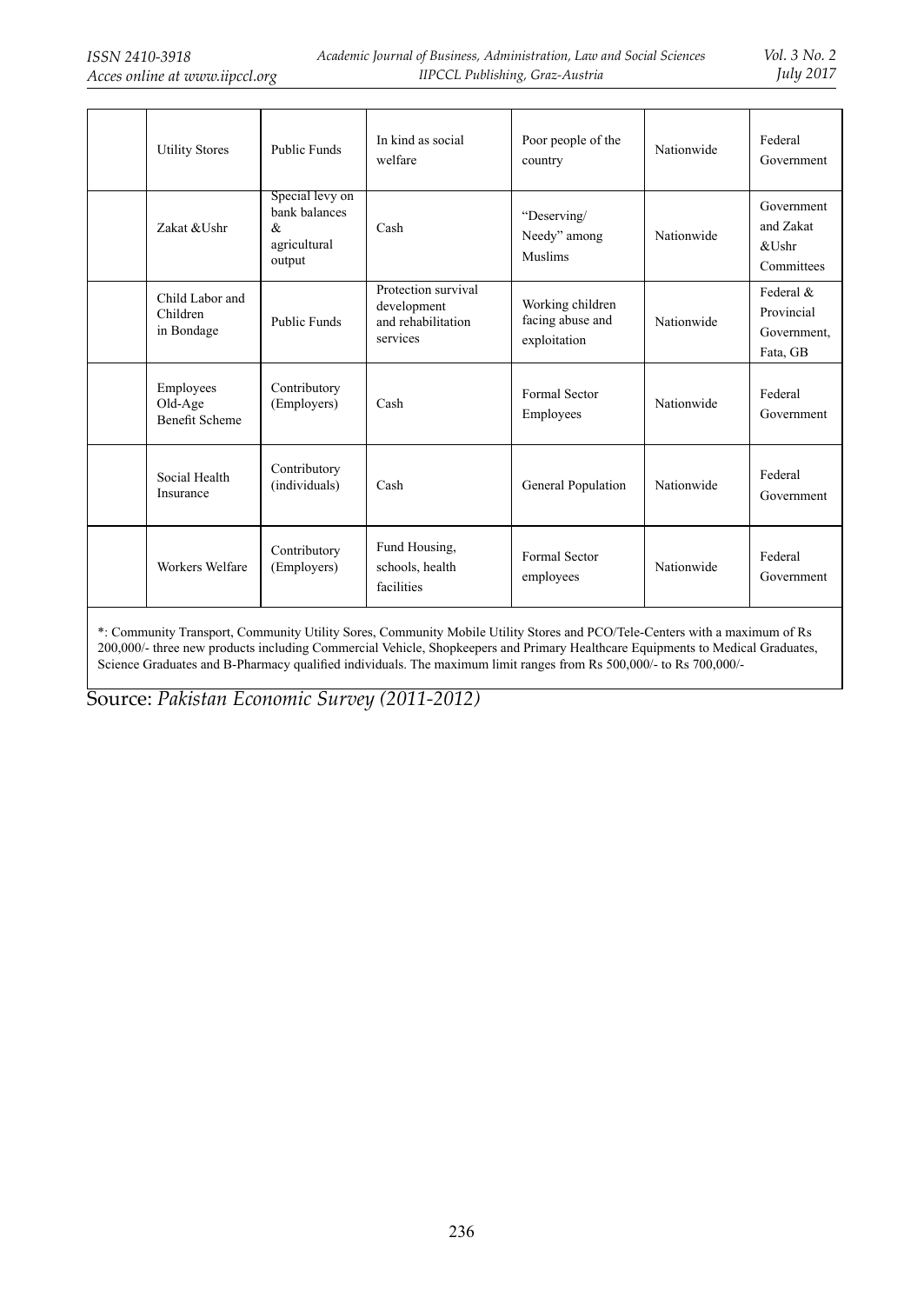| | | | | | | |
|---|---|---|---|---|---|---|
| | Utility Stores | Public Funds | In kind as social welfare | Poor people of the country | Nationwide | Federal Government |
| | Zakat &Ushr | Special levy on bank balances & agricultural output | Cash | "Deserving/ Needy" among Muslims | Nationwide | Government and Zakat &Ushr Committees |
| | Child Labor and Children in Bondage | Public Funds | Protection survival development and rehabilitation services | Working children facing abuse and exploitation | Nationwide | Federal & Provincial Government, Fata, GB |
| | Employees Old-Age Benefit Scheme | Contributory (Employers) | Cash | Formal Sector Employees | Nationwide | Federal Government |
| | Social Health Insurance | Contributory (individuals) | Cash | General Population | Nationwide | Federal Government |
| | Workers Welfare | Contributory (Employers) | Fund Housing, schools, health facilities | Formal Sector employees | Nationwide | Federal Government |

*: Community Transport, Community Utility Sores, Community Mobile Utility Stores and PCO/Tele-Centers with a maximum of Rs 200,000/- three new products including Commercial Vehicle, Shopkeepers and Primary Healthcare Equipments to Medical Graduates, Science Graduates and B-Pharmacy qualified individuals. The maximum limit ranges from Rs 500,000/- to Rs 700,000/-

Source: *Pakistan Economic Survey (2011-2012)*